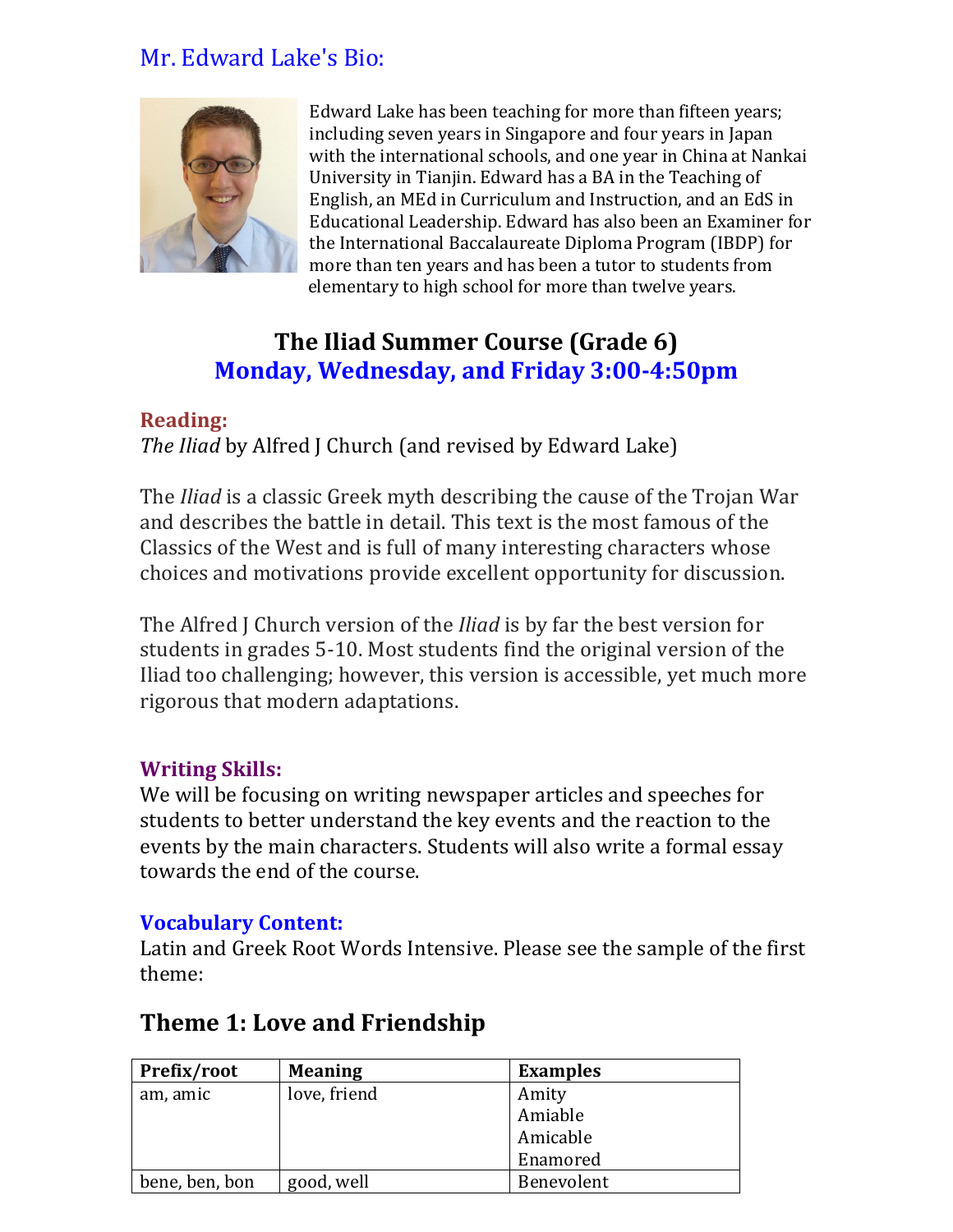## Mr. Edward Lake's Bio:

Edward Lake has been teaching for more than fifteen years; including seven years in Singapore and four years in Japan with the international schools, and one year in China at Nankai University in Tianjin. Edward has a BA in the Teaching of English, an MEd in Curriculum and Instruction, and an EdS in Educational Leadership. Edward has also been an Examiner for the International Baccalaureate Diploma Program (IBDP) for more than ten years and has been a tutor to students from elementary to high school for more than twelve years.

## The Iliad Summer Course (Grade 6)
## Monday, Wednesday, and Friday 3:00-4:50pm

### Reading:

*The Iliad* by Alfred J Church (and revised by Edward Lake)

The *Iliad* is a classic Greek myth describing the cause of the Trojan War and describes the battle in detail. This text is the most famous of the Classics of the West and is full of many interesting characters whose choices and motivations provide excellent opportunity for discussion.

The Alfred J Church version of the *Iliad* is by far the best version for students in grades 5-10. Most students find the original version of the Iliad too challenging; however, this version is accessible, yet much more rigorous that modern adaptations.

### Writing Skills:

We will be focusing on writing newspaper articles and speeches for students to better understand the key events and the reaction to the events by the main characters. Students will also write a formal essay towards the end of the course.

### Vocabulary Content:

Latin and Greek Root Words Intensive. Please see the sample of the first theme:

## Theme 1: Love and Friendship

| Prefix/root | Meaning | Examples |
| --- | --- | --- |
| am, amic | love, friend | Amity<br>Amiable<br>Amicable<br>Enamored |
| bene, ben, bon | good, well | Benevolent |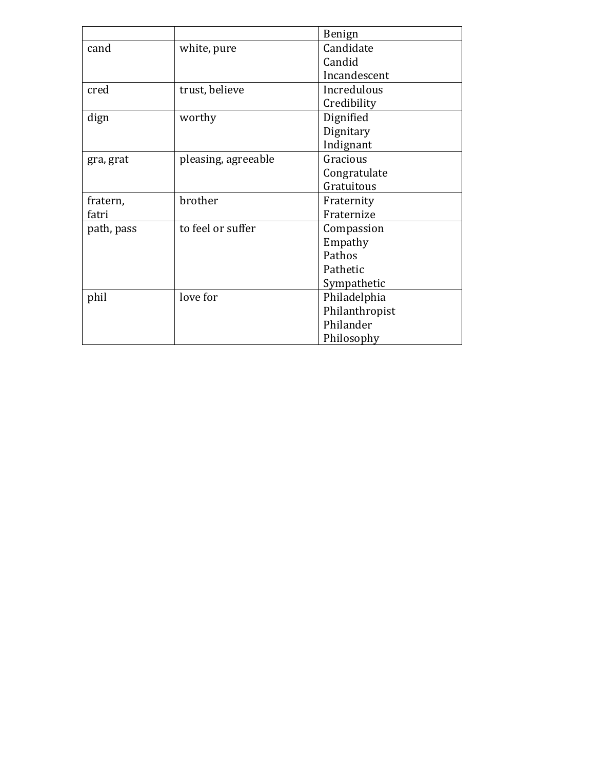| | | |
|---|---|---|
| | | Benign |
| cand | white, pure | Candidate<br>Candid<br>Incandescent |
| cred | trust, believe | Incredulous<br>Credibility |
| dign | worthy | Dignified<br>Dignitary<br>Indignant |
| gra, grat | pleasing, agreeable | Gracious<br>Congratulate<br>Gratuitous |
| fratern,<br>fatri | brother | Fraternity<br>Fraternize |
| path, pass | to feel or suffer | Compassion<br>Empathy<br>Pathos<br>Pathetic<br>Sympathetic |
| phil | love for | Philadelphia<br>Philanthropist<br>Philander<br>Philosophy |